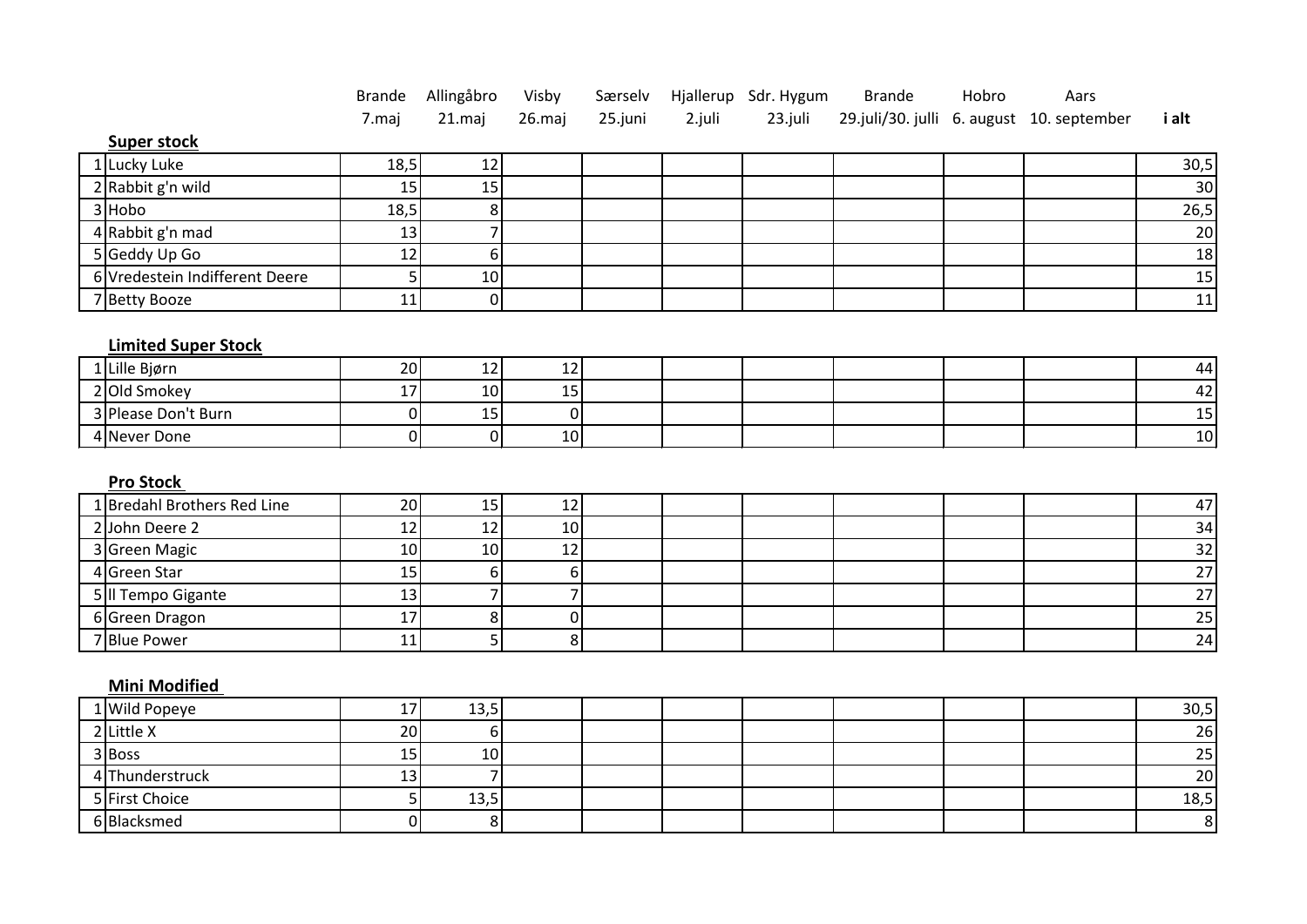| | | Brande 7.maj | Allingåbro 21.maj | Visby 26.maj | Særselv 25.juni | Hjallerup 2.juli | Sdr. Hygum 23.juli | Brande 29.juli/30. julli | Hobro 6. august | Aars 10. september | **i alt** |
|---|---|---|---|---|---|---|---|---|---|---|---|
| | **Super stock** | | | | | | | | | | |
| 1 | Lucky Luke | 18,5 | 12 | | | | | | | | 30,5 |
| 2 | Rabbit g'n wild | 15 | 15 | | | | | | | | 30 |
| 3 | Hobo | 18,5 | 8 | | | | | | | | 26,5 |
| 4 | Rabbit g'n mad | 13 | 7 | | | | | | | | 20 |
| 5 | Geddy Up Go | 12 | 6 | | | | | | | | 18 |
| 6 | Vredestein Indifferent Deere | 5 | 10 | | | | | | | | 15 |
| 7 | Betty Booze | 11 | 0 | | | | | | | | 11 |
| | **Limited Super Stock** | | | | | | | | | | |
| 1 | Lille Bjørn | 20 | 12 | 12 | | | | | | | 44 |
| 2 | Old Smokey | 17 | 10 | 15 | | | | | | | 42 |
| 3 | Please Don't Burn | 0 | 15 | 0 | | | | | | | 15 |
| 4 | Never Done | 0 | 0 | 10 | | | | | | | 10 |
| | **Pro Stock** | | | | | | | | | | |
| 1 | Bredahl Brothers Red Line | 20 | 15 | 12 | | | | | | | 47 |
| 2 | John Deere 2 | 12 | 12 | 10 | | | | | | | 34 |
| 3 | Green Magic | 10 | 10 | 12 | | | | | | | 32 |
| 4 | Green Star | 15 | 6 | 6 | | | | | | | 27 |
| 5 | Il Tempo Gigante | 13 | 7 | 7 | | | | | | | 27 |
| 6 | Green Dragon | 17 | 8 | 0 | | | | | | | 25 |
| 7 | Blue Power | 11 | 5 | 8 | | | | | | | 24 |
| | **Mini Modified** | | | | | | | | | | |
| 1 | Wild Popeye | 17 | 13,5 | | | | | | | | 30,5 |
| 2 | Little X | 20 | 6 | | | | | | | | 26 |
| 3 | Boss | 15 | 10 | | | | | | | | 25 |
| 4 | Thunderstruck | 13 | 7 | | | | | | | | 20 |
| 5 | First Choice | 5 | 13,5 | | | | | | | | 18,5 |
| 6 | Blacksmed | 0 | 8 | | | | | | | | 8 |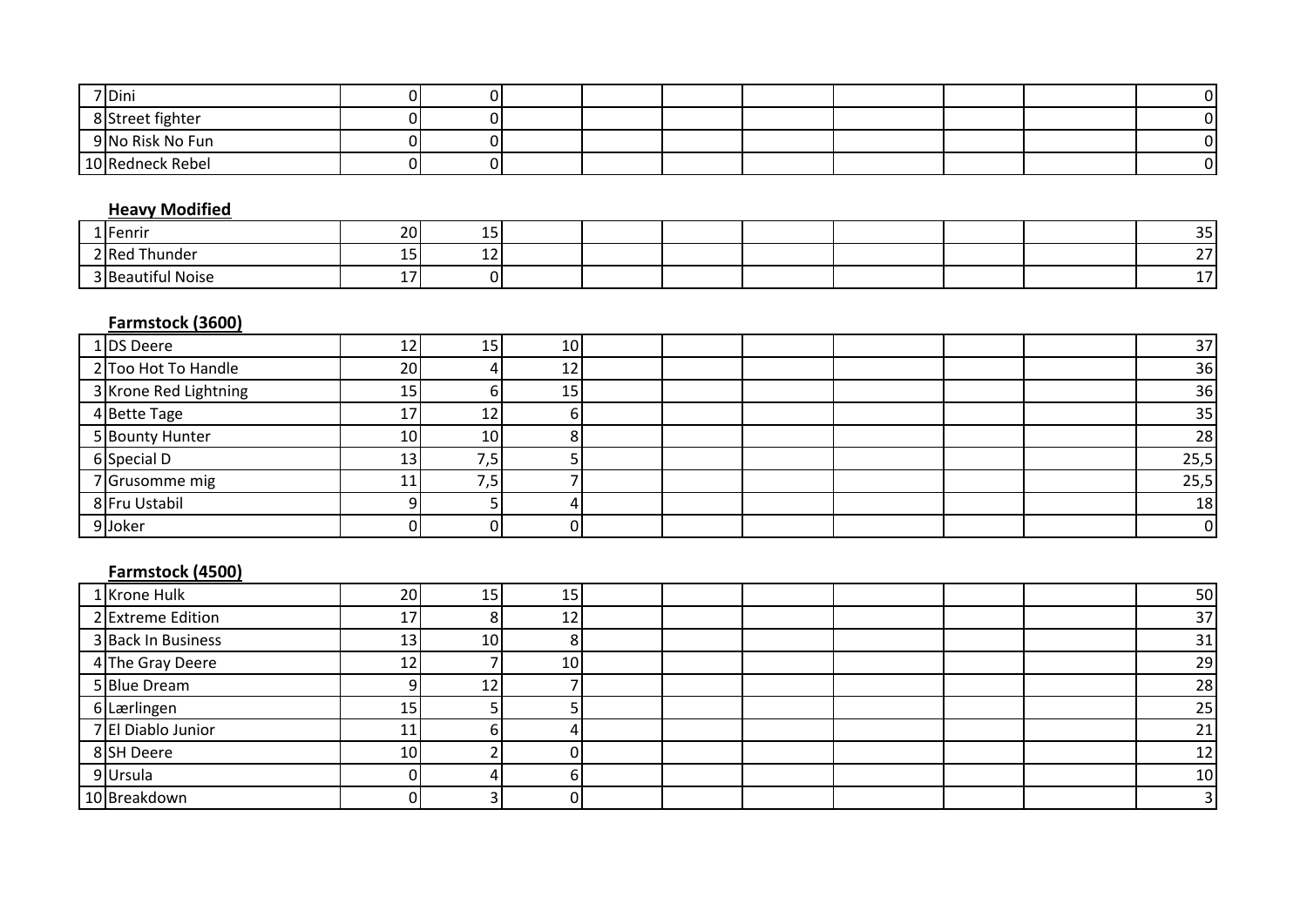| | | | | | | | | | | |
|---|---|---|---|---|---|---|---|---|---|---|
| 7 | Dini | 0 | 0 | | | | | | | 0 |
| 8 | Street fighter | 0 | 0 | | | | | | | 0 |
| 9 | No Risk No Fun | 0 | 0 | | | | | | | 0 |
| 10 | Redneck Rebel | 0 | 0 | | | | | | | 0 |

**Heavy Modified**

| | | | | | | | | | | |
|---|---|---|---|---|---|---|---|---|---|---|
| 1 | Fenrir | 20 | 15 | | | | | | | 35 |
| 2 | Red Thunder | 15 | 12 | | | | | | | 27 |
| 3 | Beautiful Noise | 17 | 0 | | | | | | | 17 |

**Farmstock (3600)**

| | | | | | | | | | | |
|---|---|---|---|---|---|---|---|---|---|---|
| 1 | DS Deere | 12 | 15 | 10 | | | | | | 37 |
| 2 | Too Hot To Handle | 20 | 4 | 12 | | | | | | 36 |
| 3 | Krone Red Lightning | 15 | 6 | 15 | | | | | | 36 |
| 4 | Bette Tage | 17 | 12 | 6 | | | | | | 35 |
| 5 | Bounty Hunter | 10 | 10 | 8 | | | | | | 28 |
| 6 | Special D | 13 | 7,5 | 5 | | | | | | 25,5 |
| 7 | Grusomme mig | 11 | 7,5 | 7 | | | | | | 25,5 |
| 8 | Fru Ustabil | 9 | 5 | 4 | | | | | | 18 |
| 9 | Joker | 0 | 0 | 0 | | | | | | 0 |

**Farmstock (4500)**

| | | | | | | | | | | |
|---|---|---|---|---|---|---|---|---|---|---|
| 1 | Krone Hulk | 20 | 15 | 15 | | | | | | 50 |
| 2 | Extreme Edition | 17 | 8 | 12 | | | | | | 37 |
| 3 | Back In Business | 13 | 10 | 8 | | | | | | 31 |
| 4 | The Gray Deere | 12 | 7 | 10 | | | | | | 29 |
| 5 | Blue Dream | 9 | 12 | 7 | | | | | | 28 |
| 6 | Lærlingen | 15 | 5 | 5 | | | | | | 25 |
| 7 | El Diablo Junior | 11 | 6 | 4 | | | | | | 21 |
| 8 | SH Deere | 10 | 2 | 0 | | | | | | 12 |
| 9 | Ursula | 0 | 4 | 6 | | | | | | 10 |
| 10 | Breakdown | 0 | 3 | 0 | | | | | | 3 |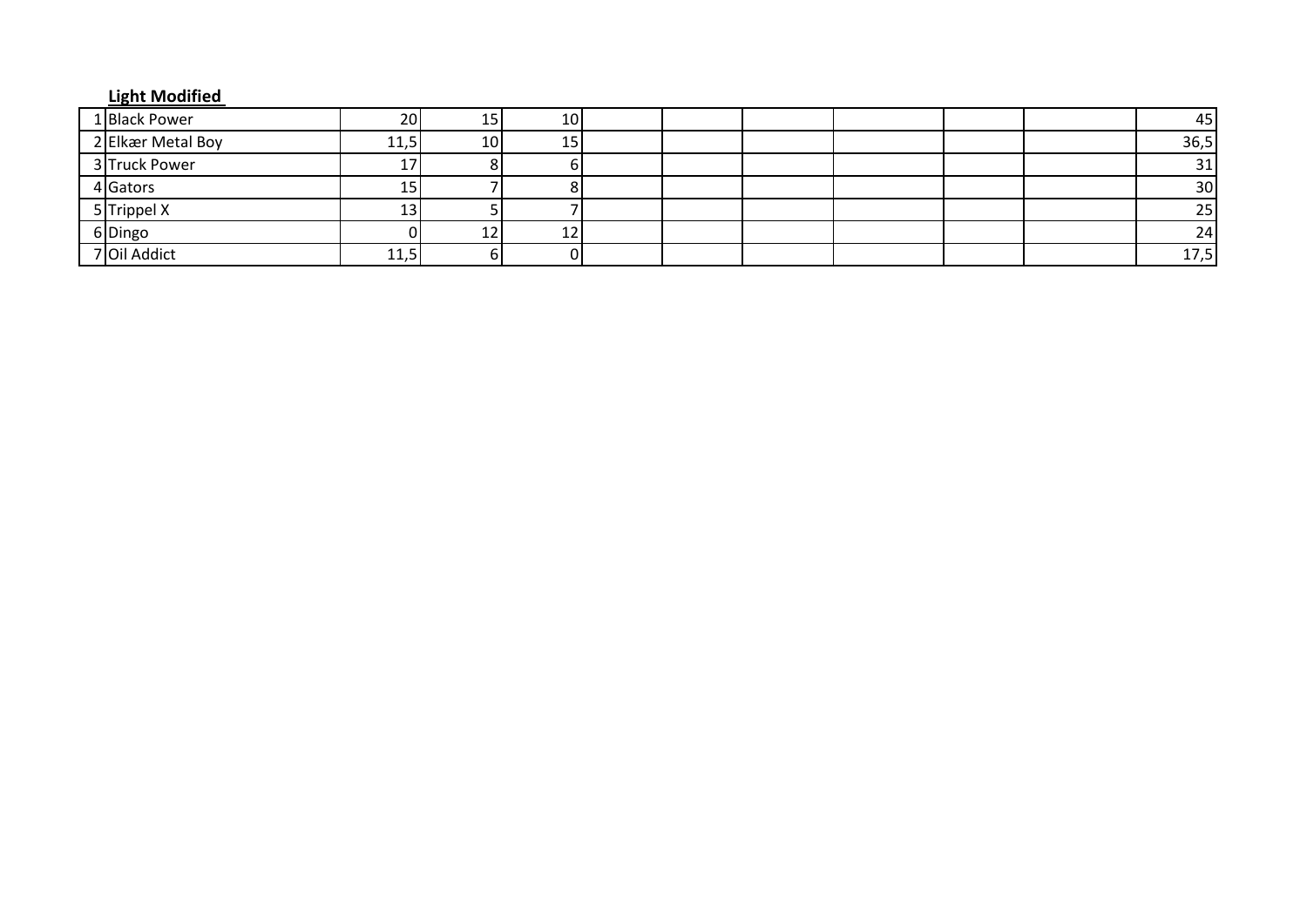**Light Modified**

| | | | | | | | | | | | |
|---|---|---|---|---|---|---|---|---|---|---|---|
| 1 | Black Power | 20 | 15 | 10 | | | | | | | 45 |
| 2 | Elkær Metal Boy | 11,5 | 10 | 15 | | | | | | | 36,5 |
| 3 | Truck Power | 17 | 8 | 6 | | | | | | | 31 |
| 4 | Gators | 15 | 7 | 8 | | | | | | | 30 |
| 5 | Trippel X | 13 | 5 | 7 | | | | | | | 25 |
| 6 | Dingo | 0 | 12 | 12 | | | | | | | 24 |
| 7 | Oil Addict | 11,5 | 6 | 0 | | | | | | | 17,5 |